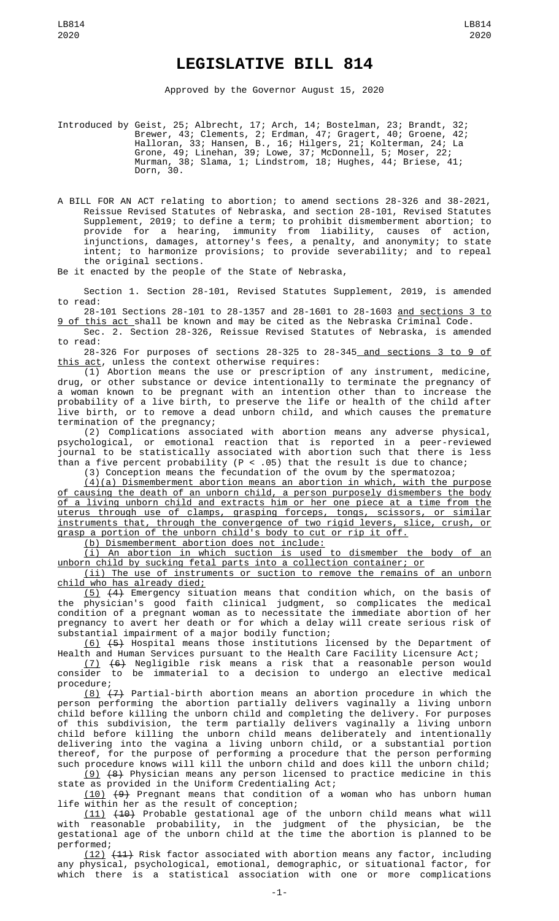# LEGISLATIVE BILL 814

Approved by the Governor August 15, 2020

Introduced by Geist, 25; Albrecht, 17; Arch, 14; Bostelman, 23; Brandt, 32; Brewer, 43; Clements, 2; Erdman, 47; Gragert, 40; Groene, 42; Halloran, 33; Hansen, B., 16; Hilgers, 21; Kolterman, 24; La Grone, 49; Linehan, 39; Lowe, 37; McDonnell, 5; Moser, 22; Murman, 38; Slama, 1; Lindstrom, 18; Hughes, 44; Briese, 41; Dorn, 30.

A BILL FOR AN ACT relating to abortion; to amend sections 28-326 and 38-2021, Reissue Revised Statutes of Nebraska, and section 28-101, Revised Statutes Supplement, 2019; to define a term; to prohibit dismemberment abortion; to provide for a hearing, immunity from liability, causes of action, injunctions, damages, attorney's fees, a penalty, and anonymity; to state intent; to harmonize provisions; to provide severability; and to repeal the original sections.

Be it enacted by the people of the State of Nebraska,

Section 1. Section 28-101, Revised Statutes Supplement, 2019, is amended to read:

28-101 Sections 28-101 to 28-1357 and 28-1601 to 28-1603 and sections 3 to 9 of this act shall be known and may be cited as the Nebraska Criminal Code.

Sec. 2. Section 28-326, Reissue Revised Statutes of Nebraska, is amended to read:

28-326 For purposes of sections 28-325 to 28-345 and sections 3 to 9 of this act, unless the context otherwise requires:

(1) Abortion means the use or prescription of any instrument, medicine, drug, or other substance or device intentionally to terminate the pregnancy of a woman known to be pregnant with an intention other than to increase the probability of a live birth, to preserve the life or health of the child after live birth, or to remove a dead unborn child, and which causes the premature termination of the pregnancy;

(2) Complications associated with abortion means any adverse physical, psychological, or emotional reaction that is reported in a peer-reviewed journal to be statistically associated with abortion such that there is less than a five percent probability ($P < .05$) that the result is due to chance;

(3) Conception means the fecundation of the ovum by the spermatozoa;

(4)(a) Dismemberment abortion means an abortion in which, with the purpose of causing the death of an unborn child, a person purposely dismembers the body of a living unborn child and extracts him or her one piece at a time from the uterus through use of clamps, grasping forceps, tongs, scissors, or similar instruments that, through the convergence of two rigid levers, slice, crush, or grasp a portion of the unborn child's body to cut or rip it off.

(b) Dismemberment abortion does not include:

(i) An abortion in which suction is used to dismember the body of an unborn child by sucking fetal parts into a collection container; or

(ii) The use of instruments or suction to remove the remains of an unborn child who has already died;

(5) ~~(4)~~ Emergency situation means that condition which, on the basis of the physician's good faith clinical judgment, so complicates the medical condition of a pregnant woman as to necessitate the immediate abortion of her pregnancy to avert her death or for which a delay will create serious risk of substantial impairment of a major bodily function;

(6) ~~(5)~~ Hospital means those institutions licensed by the Department of Health and Human Services pursuant to the Health Care Facility Licensure Act;

(7) ~~(6)~~ Negligible risk means a risk that a reasonable person would consider to be immaterial to a decision to undergo an elective medical procedure;

(8) ~~(7)~~ Partial-birth abortion means an abortion procedure in which the person performing the abortion partially delivers vaginally a living unborn child before killing the unborn child and completing the delivery. For purposes of this subdivision, the term partially delivers vaginally a living unborn child before killing the unborn child means deliberately and intentionally delivering into the vagina a living unborn child, or a substantial portion thereof, for the purpose of performing a procedure that the person performing such procedure knows will kill the unborn child and does kill the unborn child;

(9) ~~(8)~~ Physician means any person licensed to practice medicine in this state as provided in the Uniform Credentialing Act;

(10) ~~(9)~~ Pregnant means that condition of a woman who has unborn human life within her as the result of conception;

(11) ~~(10)~~ Probable gestational age of the unborn child means what will with reasonable probability, in the judgment of the physician, be the gestational age of the unborn child at the time the abortion is planned to be performed;

(12) ~~(11)~~ Risk factor associated with abortion means any factor, including any physical, psychological, emotional, demographic, or situational factor, for which there is a statistical association with one or more complications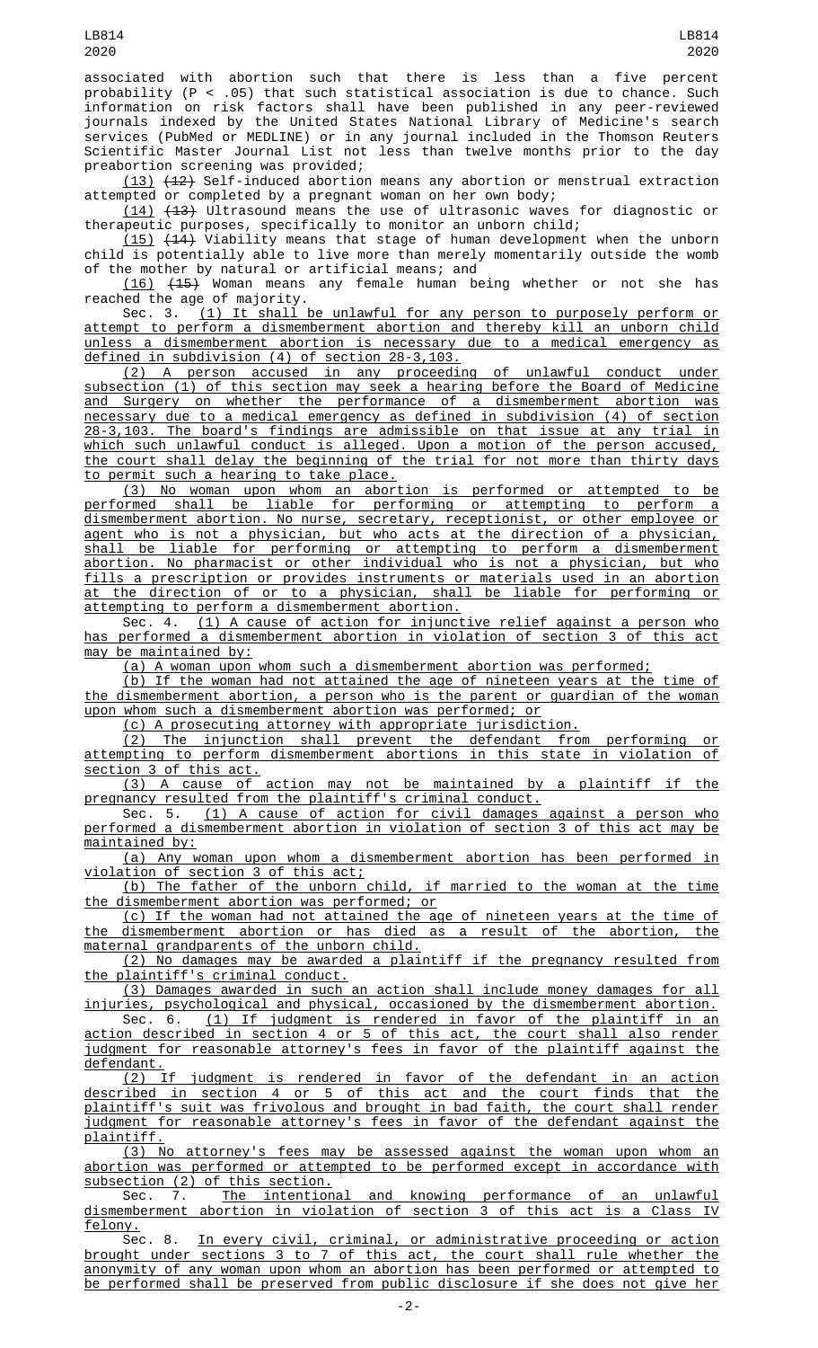associated with abortion such that there is less than a five percent probability ($P < .05$) that such statistical association is due to chance. Such information on risk factors shall have been published in any peer-reviewed journals indexed by the United States National Library of Medicine's search services (PubMed or MEDLINE) or in any journal included in the Thomson Reuters Scientific Master Journal List not less than twelve months prior to the day preabortion screening was provided;

(13) ~~(12)~~ Self-induced abortion means any abortion or menstrual extraction attempted or completed by a pregnant woman on her own body;

(14) ~~(13)~~ Ultrasound means the use of ultrasonic waves for diagnostic or therapeutic purposes, specifically to monitor an unborn child;

(15) ~~(14)~~ Viability means that stage of human development when the unborn child is potentially able to live more than merely momentarily outside the womb of the mother by natural or artificial means; and

(16) ~~(15)~~ Woman means any female human being whether or not she has reached the age of majority.

Sec. 3. (1) It shall be unlawful for any person to purposely perform or attempt to perform a dismemberment abortion and thereby kill an unborn child unless a dismemberment abortion is necessary due to a medical emergency as defined in subdivision (4) of section 28-3,103.

(2) A person accused in any proceeding of unlawful conduct under subsection (1) of this section may seek a hearing before the Board of Medicine and Surgery on whether the performance of a dismemberment abortion was necessary due to a medical emergency as defined in subdivision (4) of section 28-3,103. The board's findings are admissible on that issue at any trial in which such unlawful conduct is alleged. Upon a motion of the person accused, the court shall delay the beginning of the trial for not more than thirty days to permit such a hearing to take place.

(3) No woman upon whom an abortion is performed or attempted to be performed shall be liable for performing or attempting to perform a dismemberment abortion. No nurse, secretary, receptionist, or other employee or agent who is not a physician, but who acts at the direction of a physician, shall be liable for performing or attempting to perform a dismemberment abortion. No pharmacist or other individual who is not a physician, but who fills a prescription or provides instruments or materials used in an abortion at the direction of or to a physician, shall be liable for performing or attempting to perform a dismemberment abortion.

Sec. 4. (1) A cause of action for injunctive relief against a person who has performed a dismemberment abortion in violation of section 3 of this act may be maintained by:

(a) A woman upon whom such a dismemberment abortion was performed;

(b) If the woman had not attained the age of nineteen years at the time of the dismemberment abortion, a person who is the parent or guardian of the woman upon whom such a dismemberment abortion was performed; or

(c) A prosecuting attorney with appropriate jurisdiction.

(2) The injunction shall prevent the defendant from performing or attempting to perform dismemberment abortions in this state in violation of section 3 of this act.

(3) A cause of action may not be maintained by a plaintiff if the pregnancy resulted from the plaintiff's criminal conduct.

Sec. 5. (1) A cause of action for civil damages against a person who performed a dismemberment abortion in violation of section 3 of this act may be maintained by:

(a) Any woman upon whom a dismemberment abortion has been performed in violation of section 3 of this act;

(b) The father of the unborn child, if married to the woman at the time the dismemberment abortion was performed; or

(c) If the woman had not attained the age of nineteen years at the time of the dismemberment abortion or has died as a result of the abortion, the maternal grandparents of the unborn child.

(2) No damages may be awarded a plaintiff if the pregnancy resulted from the plaintiff's criminal conduct.

(3) Damages awarded in such an action shall include money damages for all injuries, psychological and physical, occasioned by the dismemberment abortion.

Sec. 6. (1) If judgment is rendered in favor of the plaintiff in an action described in section 4 or 5 of this act, the court shall also render judgment for reasonable attorney's fees in favor of the plaintiff against the defendant.

(2) If judgment is rendered in favor of the defendant in an action described in section 4 or 5 of this act and the court finds that the plaintiff's suit was frivolous and brought in bad faith, the court shall render judgment for reasonable attorney's fees in favor of the defendant against the plaintiff.

(3) No attorney's fees may be assessed against the woman upon whom an abortion was performed or attempted to be performed except in accordance with subsection (2) of this section.

Sec. 7. The intentional and knowing performance of an unlawful dismemberment abortion in violation of section 3 of this act is a Class IV felony.

Sec. 8. In every civil, criminal, or administrative proceeding or action brought under sections 3 to 7 of this act, the court shall rule whether the anonymity of any woman upon whom an abortion has been performed or attempted to be performed shall be preserved from public disclosure if she does not give her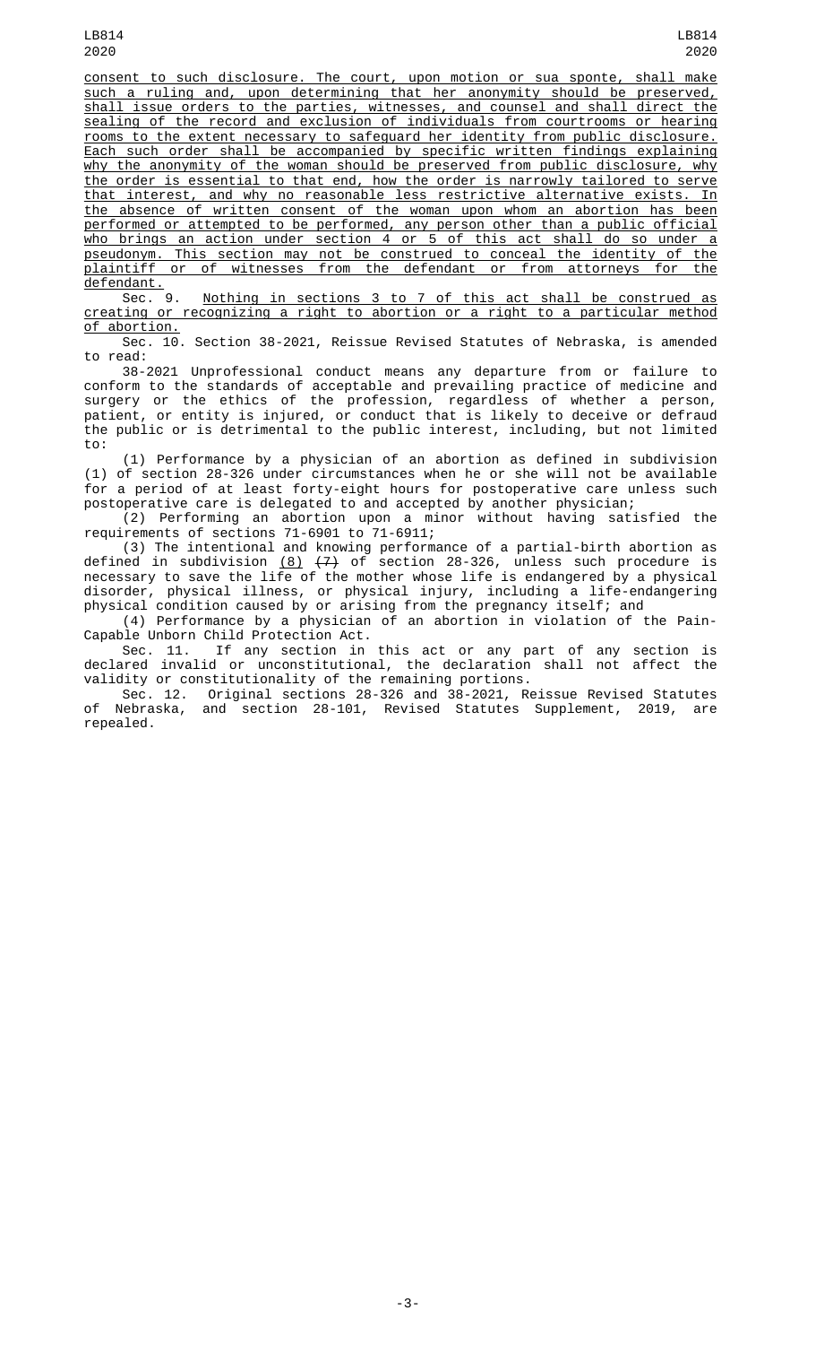consent to such disclosure. The court, upon motion or sua sponte, shall make such a ruling and, upon determining that her anonymity should be preserved, shall issue orders to the parties, witnesses, and counsel and shall direct the sealing of the record and exclusion of individuals from courtrooms or hearing rooms to the extent necessary to safeguard her identity from public disclosure. Each such order shall be accompanied by specific written findings explaining why the anonymity of the woman should be preserved from public disclosure, why the order is essential to that end, how the order is narrowly tailored to serve that interest, and why no reasonable less restrictive alternative exists. In the absence of written consent of the woman upon whom an abortion has been performed or attempted to be performed, any person other than a public official who brings an action under section 4 or 5 of this act shall do so under a pseudonym. This section may not be construed to conceal the identity of the plaintiff or of witnesses from the defendant or from attorneys for the defendant.

Sec. 9. Nothing in sections 3 to 7 of this act shall be construed as creating or recognizing a right to abortion or a right to a particular method of abortion.

Sec. 10. Section 38-2021, Reissue Revised Statutes of Nebraska, is amended to read:

38-2021 Unprofessional conduct means any departure from or failure to conform to the standards of acceptable and prevailing practice of medicine and surgery or the ethics of the profession, regardless of whether a person, patient, or entity is injured, or conduct that is likely to deceive or defraud the public or is detrimental to the public interest, including, but not limited to:

(1) Performance by a physician of an abortion as defined in subdivision (1) of section 28-326 under circumstances when he or she will not be available for a period of at least forty-eight hours for postoperative care unless such postoperative care is delegated to and accepted by another physician;

(2) Performing an abortion upon a minor without having satisfied the requirements of sections 71-6901 to 71-6911;

(3) The intentional and knowing performance of a partial-birth abortion as defined in subdivision (8) ~~(7)~~ of section 28-326, unless such procedure is necessary to save the life of the mother whose life is endangered by a physical disorder, physical illness, or physical injury, including a life-endangering physical condition caused by or arising from the pregnancy itself; and

(4) Performance by a physician of an abortion in violation of the Pain-Capable Unborn Child Protection Act.

Sec. 11. If any section in this act or any part of any section is declared invalid or unconstitutional, the declaration shall not affect the validity or constitutionality of the remaining portions.

Sec. 12. Original sections 28-326 and 38-2021, Reissue Revised Statutes of Nebraska, and section 28-101, Revised Statutes Supplement, 2019, are repealed.